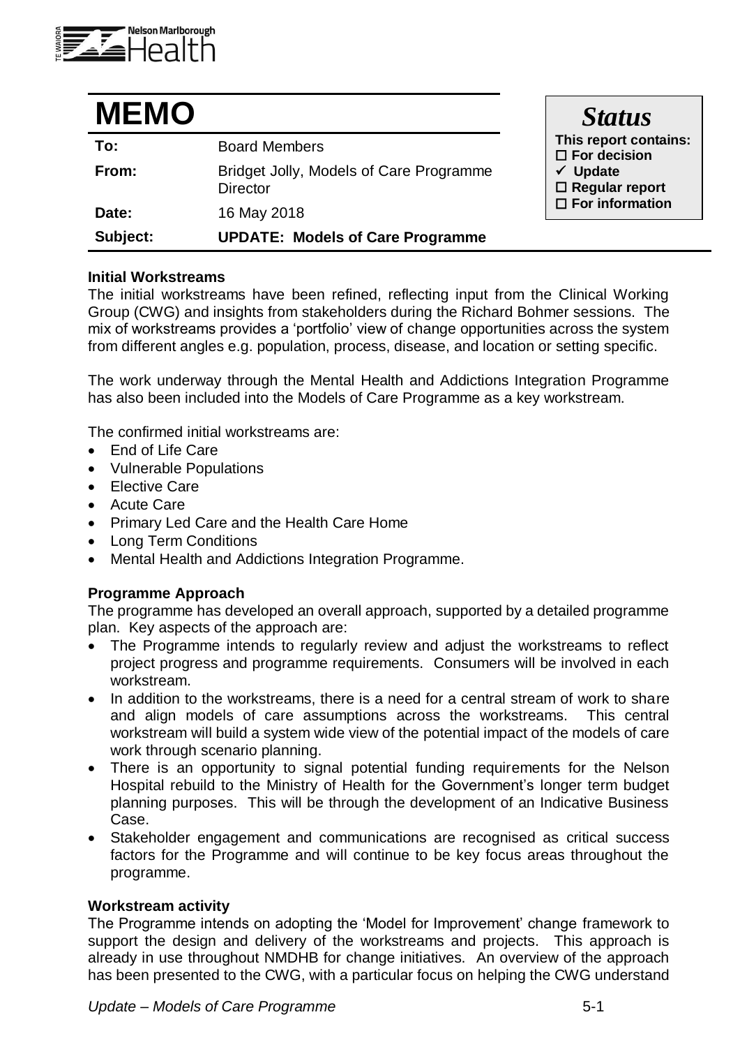# MEMO

| | |
|---|---|
| **To:** | Board Members |
| **From:** | Bridget Jolly, Models of Care Programme Director |
| **Date:** | 16 May 2018 |
| **Subject:** | **UPDATE: Models of Care Programme** |

***Status***

**This report contains:**
- ☐ **For decision**
- ✓ **Update**
- ☐ **Regular report**
- ☐ **For information**

**Initial Workstreams**

The initial workstreams have been refined, reflecting input from the Clinical Working Group (CWG) and insights from stakeholders during the Richard Bohmer sessions. The mix of workstreams provides a 'portfolio' view of change opportunities across the system from different angles e.g. population, process, disease, and location or setting specific.

The work underway through the Mental Health and Addictions Integration Programme has also been included into the Models of Care Programme as a key workstream.

The confirmed initial workstreams are:

- End of Life Care
- Vulnerable Populations
- Elective Care
- Acute Care
- Primary Led Care and the Health Care Home
- Long Term Conditions
- Mental Health and Addictions Integration Programme.

**Programme Approach**

The programme has developed an overall approach, supported by a detailed programme plan. Key aspects of the approach are:

- The Programme intends to regularly review and adjust the workstreams to reflect project progress and programme requirements. Consumers will be involved in each workstream.
- In addition to the workstreams, there is a need for a central stream of work to share and align models of care assumptions across the workstreams. This central workstream will build a system wide view of the potential impact of the models of care work through scenario planning.
- There is an opportunity to signal potential funding requirements for the Nelson Hospital rebuild to the Ministry of Health for the Government's longer term budget planning purposes. This will be through the development of an Indicative Business Case.
- Stakeholder engagement and communications are recognised as critical success factors for the Programme and will continue to be key focus areas throughout the programme.

**Workstream activity**

The Programme intends on adopting the 'Model for Improvement' change framework to support the design and delivery of the workstreams and projects. This approach is already in use throughout NMDHB for change initiatives. An overview of the approach has been presented to the CWG, with a particular focus on helping the CWG understand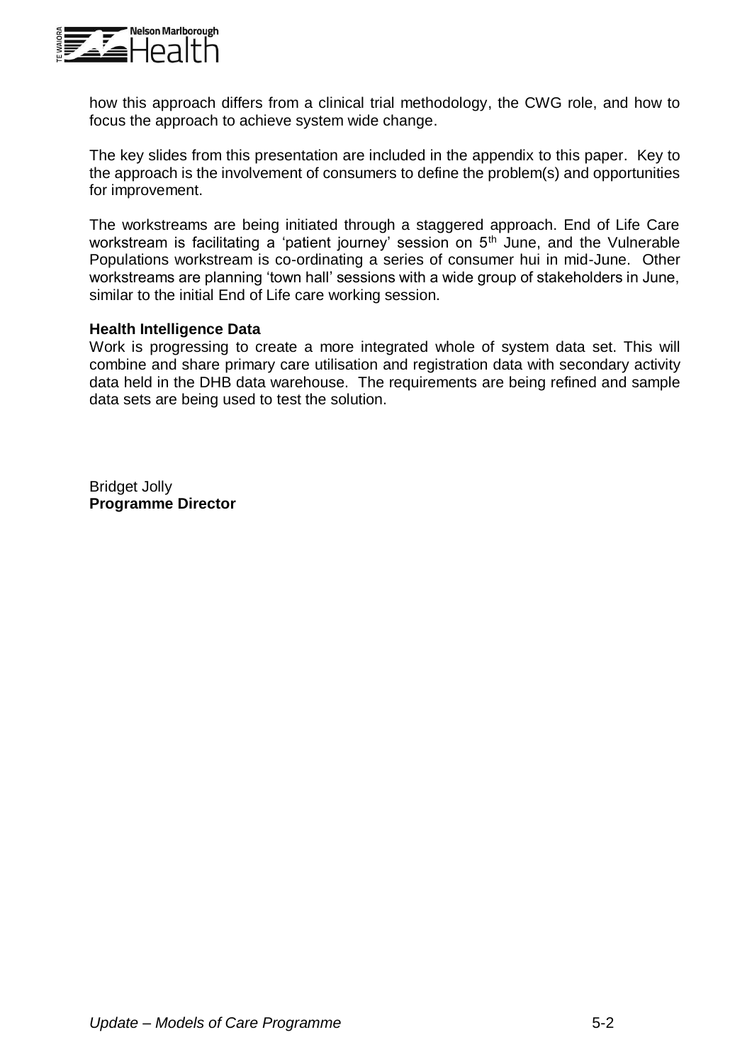how this approach differs from a clinical trial methodology, the CWG role, and how to focus the approach to achieve system wide change.

The key slides from this presentation are included in the appendix to this paper. Key to the approach is the involvement of consumers to define the problem(s) and opportunities for improvement.

The workstreams are being initiated through a staggered approach. End of Life Care workstream is facilitating a 'patient journey' session on 5th June, and the Vulnerable Populations workstream is co-ordinating a series of consumer hui in mid-June. Other workstreams are planning 'town hall' sessions with a wide group of stakeholders in June, similar to the initial End of Life care working session.

**Health Intelligence Data**

Work is progressing to create a more integrated whole of system data set. This will combine and share primary care utilisation and registration data with secondary activity data held in the DHB data warehouse. The requirements are being refined and sample data sets are being used to test the solution.

Bridget Jolly
**Programme Director**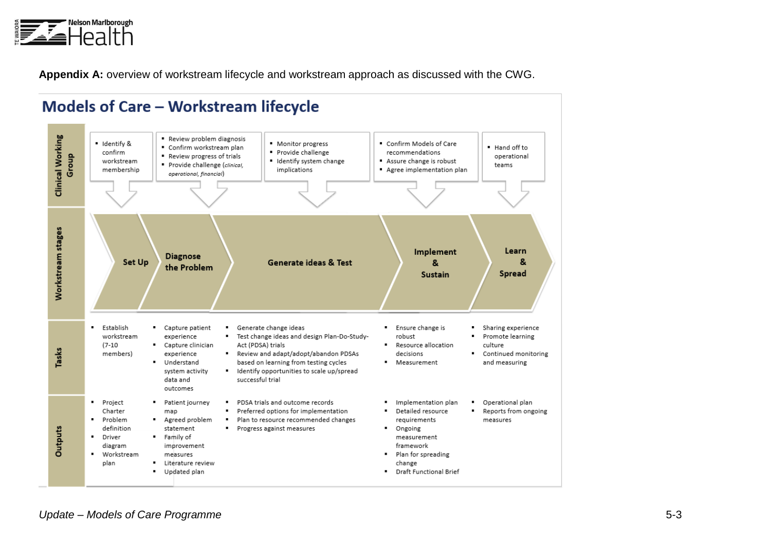**Appendix A:** overview of workstream lifecycle and workstream approach as discussed with the CWG.

## Models of Care – Workstream lifecycle

| | Set Up | Diagnose the Problem | Generate ideas & Test | Implement & Sustain | Learn & Spread |
|---|---|---|---|---|---|
| **Clinical Working Group** | • Identify & confirm workstream membership | • Review problem diagnosis<br>• Confirm workstream plan<br>• Review progress of trials<br>• Provide challenge (*clinical, operational, financial*) | • Monitor progress<br>• Provide challenge<br>• Identify system change implications | • Confirm Models of Care recommendations<br>• Assure change is robust<br>• Agree implementation plan | • Hand off to operational teams |
| **Tasks** | • Establish workstream (7-10 members) | • Capture patient experience<br>• Capture clinician experience<br>• Understand system activity data and outcomes | • Generate change ideas<br>• Test change ideas and design Plan-Do-Study-Act (PDSA) trials<br>• Review and adapt/adopt/abandon PDSAs based on learning from testing cycles<br>• Identify opportunities to scale up/spread successful trial | • Ensure change is robust<br>• Resource allocation decisions<br>• Measurement | • Sharing experience<br>• Promote learning culture<br>• Continued monitoring and measuring |
| **Outputs** | • Project Charter<br>• Problem definition<br>• Driver diagram<br>• Workstream plan | • Patient journey map<br>• Agreed problem statement<br>• Family of improvement measures<br>• Literature review<br>• Updated plan | • PDSA trials and outcome records<br>• Preferred options for implementation<br>• Plan to resource recommended changes<br>• Progress against measures | • Implementation plan<br>• Detailed resource requirements<br>• Ongoing measurement framework<br>• Plan for spreading change<br>• Draft Functional Brief | • Operational plan<br>• Reports from ongoing measures |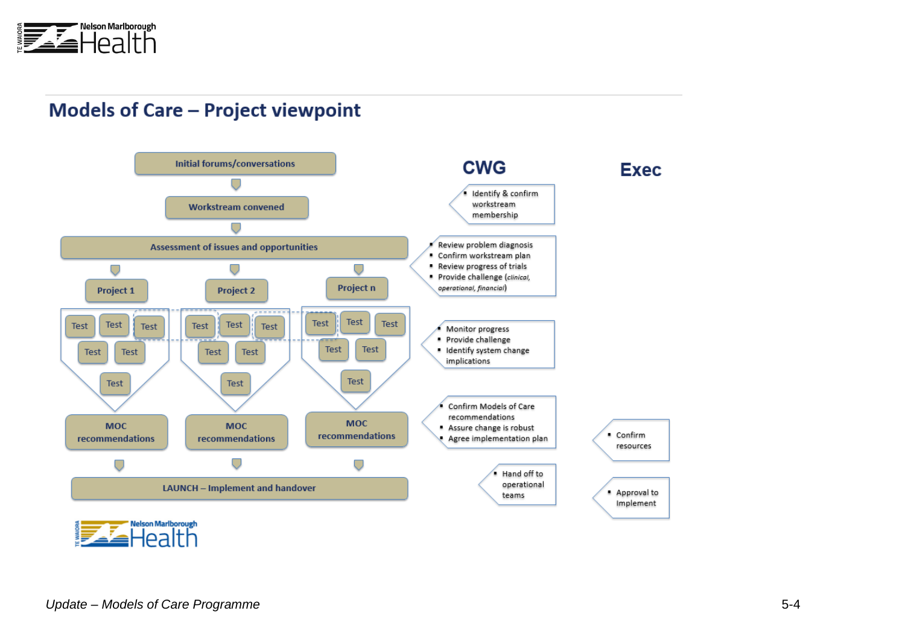## Models of Care – Project viewpoint

Initial forums/conversations

Workstream convened

Assessment of issues and opportunities

Project 1

Project 2

Project n

Test

MOC recommendations

LAUNCH – Implement and handover

**CWG**

- Identify & confirm workstream membership

- Review problem diagnosis
- Confirm workstream plan
- Review progress of trials
- Provide challenge (*clinical, operational, financial*)

- Monitor progress
- Provide challenge
- Identify system change implications

- Confirm Models of Care recommendations
- Assure change is robust
- Agree implementation plan

- Hand off to operational teams

**Exec**

- Confirm resources

- Approval to Implement

*Update – Models of Care Programme*